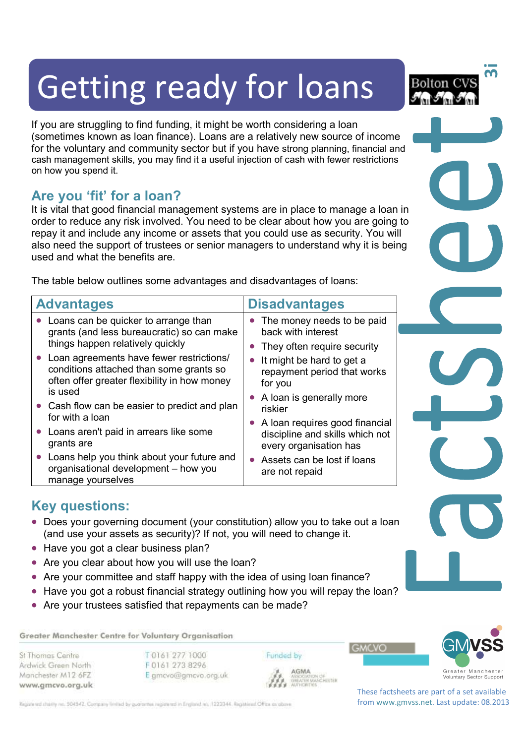# Getting ready for loans

If you are struggling to find funding, it might be worth considering a loan (sometimes known as loan finance). Loans are a relatively new source of income for the voluntary and community sector but if you have strong planning, financial and cash management skills, you may find it a useful injection of cash with fewer restrictions on how you spend it.

## Are you 'fit' for a loan?

It is vital that good financial management systems are in place to manage a loan in order to reduce any risk involved. You need to be clear about how you are going to repay it and include any income or assets that you could use as security. You will also need the support of trustees or senior managers to understand why it is being used and what the benefits are.

The table below outlines some advantages and disadvantages of loans:

| Advantages | Disadvantages |
|---|---|
| • Loans can be quicker to arrange than grants (and less bureaucratic) so can make things happen relatively quickly<br>• Loan agreements have fewer restrictions/ conditions attached than some grants so often offer greater flexibility in how money is used<br>• Cash flow can be easier to predict and plan for with a loan<br>• Loans aren't paid in arrears like some grants are<br>• Loans help you think about your future and organisational development – how you manage yourselves | • The money needs to be paid back with interest<br>• They often require security<br>• It might be hard to get a repayment period that works for you<br>• A loan is generally more riskier<br>• A loan requires good financial discipline and skills which not every organisation has<br>• Assets can be lost if loans are not repaid |

## Key questions:

- Does your governing document (your constitution) allow you to take out a loan (and use your assets as security)? If not, you will need to change it.
- Have you got a clear business plan?
- Are you clear about how you will use the loan?
- Are your committee and staff happy with the idea of using loan finance?
- Have you got a robust financial strategy outlining how you will repay the loan?
- Are your trustees satisfied that repayments can be made?

Greater Manchester Centre for Voluntary Organisation

St Thomas Centre
Ardwick Green North
Manchester M12 6FZ
www.gmcvo.org.uk

T 0161 277 1000
F 0161 273 8296
E gmcvo@gmcvo.org.uk

Funded by AGMA Association of Greater Manchester Authorities

Registered charity no. 504542. Company limited by guarantee registered in England no. 1223344. Registered Office as above

These factsheets are part of a set available from www.gmvss.net. Last update: 08.2013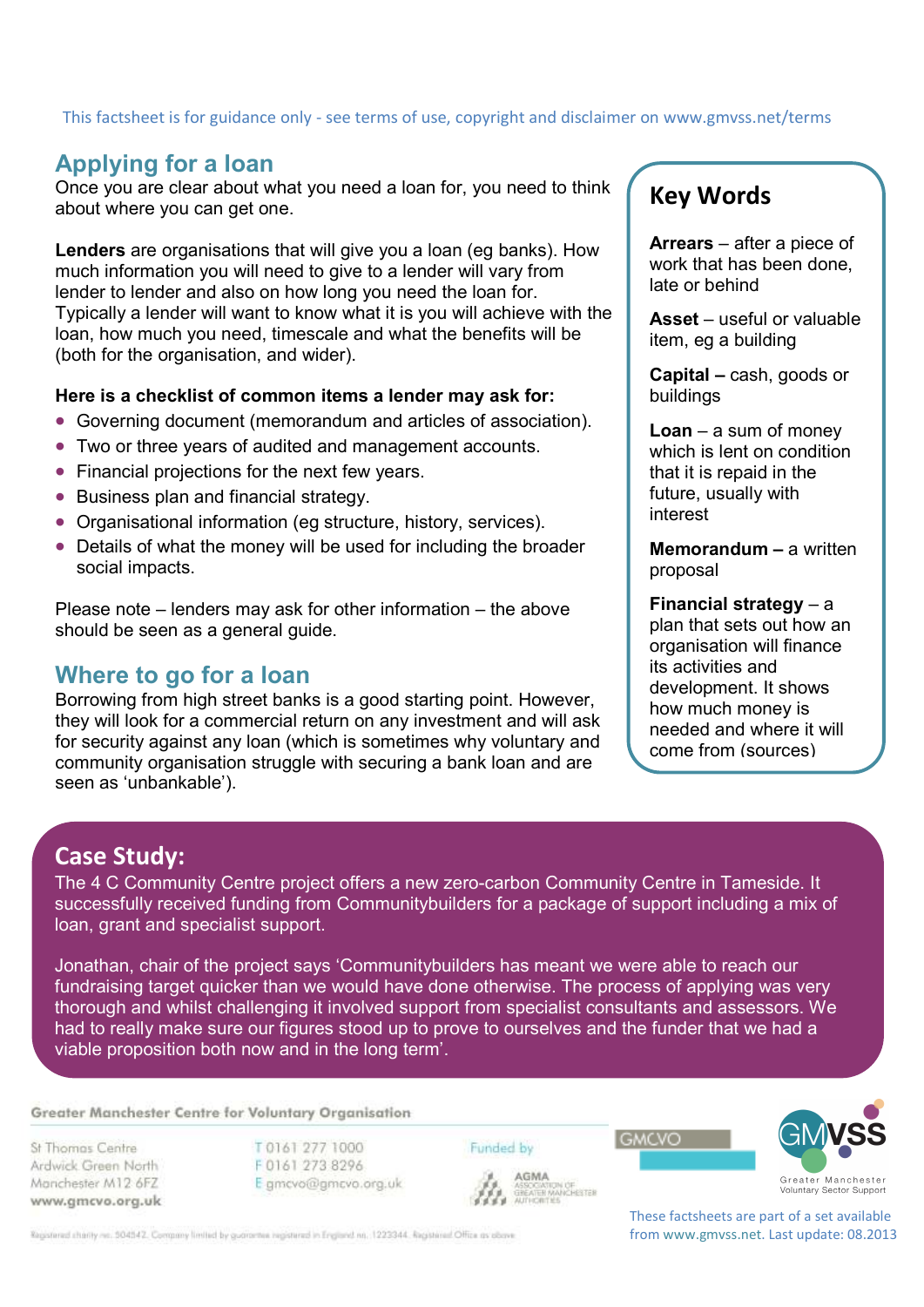This factsheet is for guidance only - see terms of use, copyright and disclaimer on www.gmvss.net/terms

## Applying for a loan

Once you are clear about what you need a loan for, you need to think about where you can get one.

**Lenders** are organisations that will give you a loan (eg banks). How much information you will need to give to a lender will vary from lender to lender and also on how long you need the loan for. Typically a lender will want to know what it is you will achieve with the loan, how much you need, timescale and what the benefits will be (both for the organisation, and wider).

**Here is a checklist of common items a lender may ask for:**

- Governing document (memorandum and articles of association).
- Two or three years of audited and management accounts.
- Financial projections for the next few years.
- Business plan and financial strategy.
- Organisational information (eg structure, history, services).
- Details of what the money will be used for including the broader social impacts.

Please note – lenders may ask for other information – the above should be seen as a general guide.

## Where to go for a loan

Borrowing from high street banks is a good starting point. However, they will look for a commercial return on any investment and will ask for security against any loan (which is sometimes why voluntary and community organisation struggle with securing a bank loan and are seen as 'unbankable').

## Key Words

**Arrears** – after a piece of work that has been done, late or behind

**Asset** – useful or valuable item, eg a building

**Capital –** cash, goods or buildings

**Loan** – a sum of money which is lent on condition that it is repaid in the future, usually with interest

**Memorandum –** a written proposal

**Financial strategy** – a plan that sets out how an organisation will finance its activities and development. It shows how much money is needed and where it will come from (sources)

## Case Study:

The 4 C Community Centre project offers a new zero-carbon Community Centre in Tameside. It successfully received funding from Communitybuilders for a package of support including a mix of loan, grant and specialist support.

Jonathan, chair of the project says 'Communitybuilders has meant we were able to reach our fundraising target quicker than we would have done otherwise. The process of applying was very thorough and whilst challenging it involved support from specialist consultants and assessors. We had to really make sure our figures stood up to prove to ourselves and the funder that we had a viable proposition both now and in the long term'.

Greater Manchester Centre for Voluntary Organisation

St Thomas Centre
Ardwick Green North
Manchester M12 6FZ
www.gmcvo.org.uk

T 0161 277 1000
F 0161 273 8296
E gmcvo@gmcvo.org.uk

Funded by AGMA Association of Greater Manchester Authorities

GMCVO

GMVSS Greater Manchester Voluntary Sector Support

Registered charity no. 504542. Company limited by guarantee registered in England no. 1223344. Registered Office as above.

These factsheets are part of a set available from www.gmvss.net. Last update: 08.2013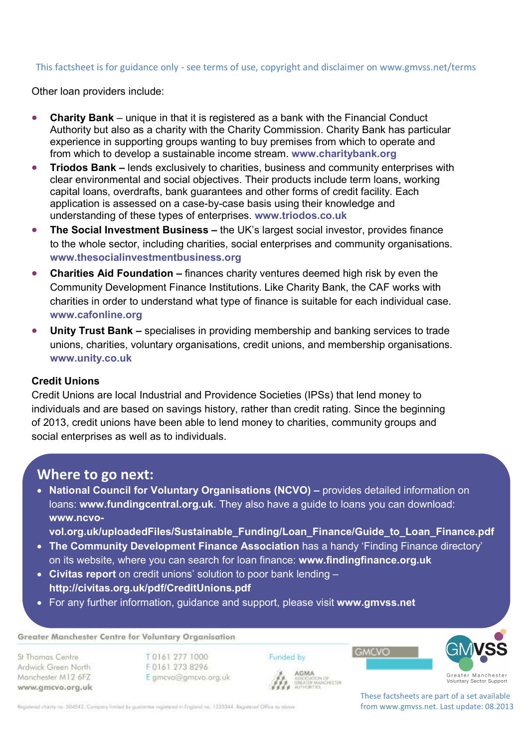This factsheet is for guidance only - see terms of use, copyright and disclaimer on www.gmvss.net/terms

Other loan providers include:

- **Charity Bank** – unique in that it is registered as a bank with the Financial Conduct Authority but also as a charity with the Charity Commission. Charity Bank has particular experience in supporting groups wanting to buy premises from which to operate and from which to develop a sustainable income stream. **www.charitybank.org**
- **Triodos Bank –** lends exclusively to charities, business and community enterprises with clear environmental and social objectives. Their products include term loans, working capital loans, overdrafts, bank guarantees and other forms of credit facility. Each application is assessed on a case-by-case basis using their knowledge and understanding of these types of enterprises. **www.triodos.co.uk**
- **The Social Investment Business –** the UK's largest social investor, provides finance to the whole sector, including charities, social enterprises and community organisations. **www.thesocialinvestmentbusiness.org**
- **Charities Aid Foundation –** finances charity ventures deemed high risk by even the Community Development Finance Institutions. Like Charity Bank, the CAF works with charities in order to understand what type of finance is suitable for each individual case. **www.cafonline.org**
- **Unity Trust Bank –** specialises in providing membership and banking services to trade unions, charities, voluntary organisations, credit unions, and membership organisations. **www.unity.co.uk**

**Credit Unions**

Credit Unions are local Industrial and Providence Societies (IPSs) that lend money to individuals and are based on savings history, rather than credit rating. Since the beginning of 2013, credit unions have been able to lend money to charities, community groups and social enterprises as well as to individuals.

## Where to go next:

- **National Council for Voluntary Organisations (NCVO) –** provides detailed information on loans: **www.fundingcentral.org.uk**. They also have a guide to loans you can download: **www.ncvo-vol.org.uk/uploadedFiles/Sustainable_Funding/Loan_Finance/Guide_to_Loan_Finance.pdf**
- **The Community Development Finance Association** has a handy 'Finding Finance directory' on its website, where you can search for loan finance: **www.findingfinance.org.uk**
- **Civitas report** on credit unions' solution to poor bank lending – **http://civitas.org.uk/pdf/CreditUnions.pdf**
- For any further information, guidance and support, please visit **www.gmvss.net**

Greater Manchester Centre for Voluntary Organisation

St Thomas Centre
Ardwick Green North
Manchester M12 6FZ
www.gmcvo.org.uk

T 0161 277 1000
F 0161 273 8296
E gmcvo@gmcvo.org.uk

Funded by AGMA Association of Greater Manchester Authorities

GMCVO

GMVSS Greater Manchester Voluntary Sector Support

Registered charity no. 504542. Company limited by guarantee registered in England no. 1223344. Registered Office as above.

These factsheets are part of a set available from www.gmvss.net. Last update: 08.2013